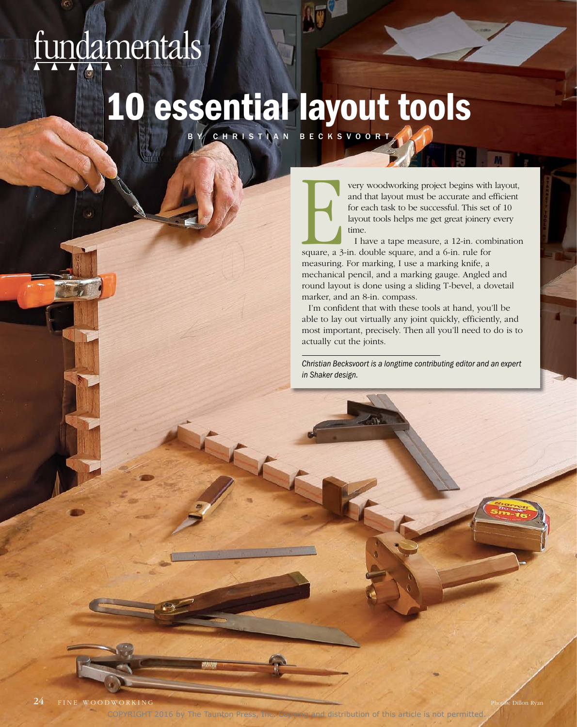fundamentals

# 10 essential layout tools

BY CHRISTIAN BECKSVOORT

Every woodworking project begins with layout, and that layout must be accurate and efficient for each task to be successful. This set of 10 layout tools helps me get great joinery every time.

I have a tape measure, a 12-in. combination square, a 3-in. double square, and a 6-in. rule for measuring. For marking, I use a marking knife, a mechanical pencil, and a marking gauge. Angled and round layout is done using a sliding T-bevel, a dovetail marker, and an 8-in. compass.

I'm confident that with these tools at hand, you'll be able to lay out virtually any joint quickly, efficiently, and most important, precisely. Then all you'll need to do is to actually cut the joints.

*Christian Becksvoort is a longtime contributing editor and an expert in Shaker design.*

Photos: Dillon Ryan

COPYRIGHT 2016 by The Taunton Press, Inc. Copying and distribution of this article is not permitted.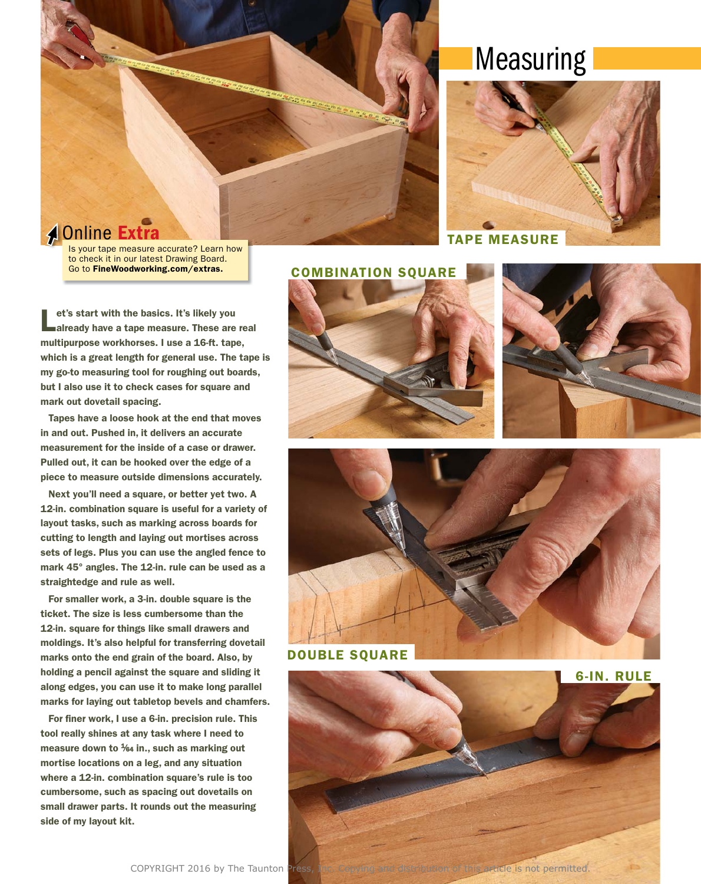# Measuring

TAPE MEASURE

COMBINATION SQUARE

DOUBLE SQUARE

6-IN. RULE

**Online Extra**
Is your tape measure accurate? Learn how to check it in our latest Drawing Board. Go to **FineWoodworking.com/extras.**

Let's start with the basics. It's likely you already have a tape measure. These are real multipurpose workhorses. I use a 16-ft. tape, which is a great length for general use. The tape is my go-to measuring tool for roughing out boards, but I also use it to check cases for square and mark out dovetail spacing.

Tapes have a loose hook at the end that moves in and out. Pushed in, it delivers an accurate measurement for the inside of a case or drawer. Pulled out, it can be hooked over the edge of a piece to measure outside dimensions accurately.

Next you'll need a square, or better yet two. A 12-in. combination square is useful for a variety of layout tasks, such as marking across boards for cutting to length and laying out mortises across sets of legs. Plus you can use the angled fence to mark 45° angles. The 12-in. rule can be used as a straightedge and rule as well.

For smaller work, a 3-in. double square is the ticket. The size is less cumbersome than the 12-in. square for things like small drawers and moldings. It's also helpful for transferring dovetail marks onto the end grain of the board. Also, by holding a pencil against the square and sliding it along edges, you can use it to make long parallel marks for laying out tabletop bevels and chamfers.

For finer work, I use a 6-in. precision rule. This tool really shines at any task where I need to measure down to 1⁄64 in., such as marking out mortise locations on a leg, and any situation where a 12-in. combination square's rule is too cumbersome, such as spacing out dovetails on small drawer parts. It rounds out the measuring side of my layout kit.

COPYRIGHT 2016 by The Taunton Press, Inc. Copying and distribution of this article is not permitted.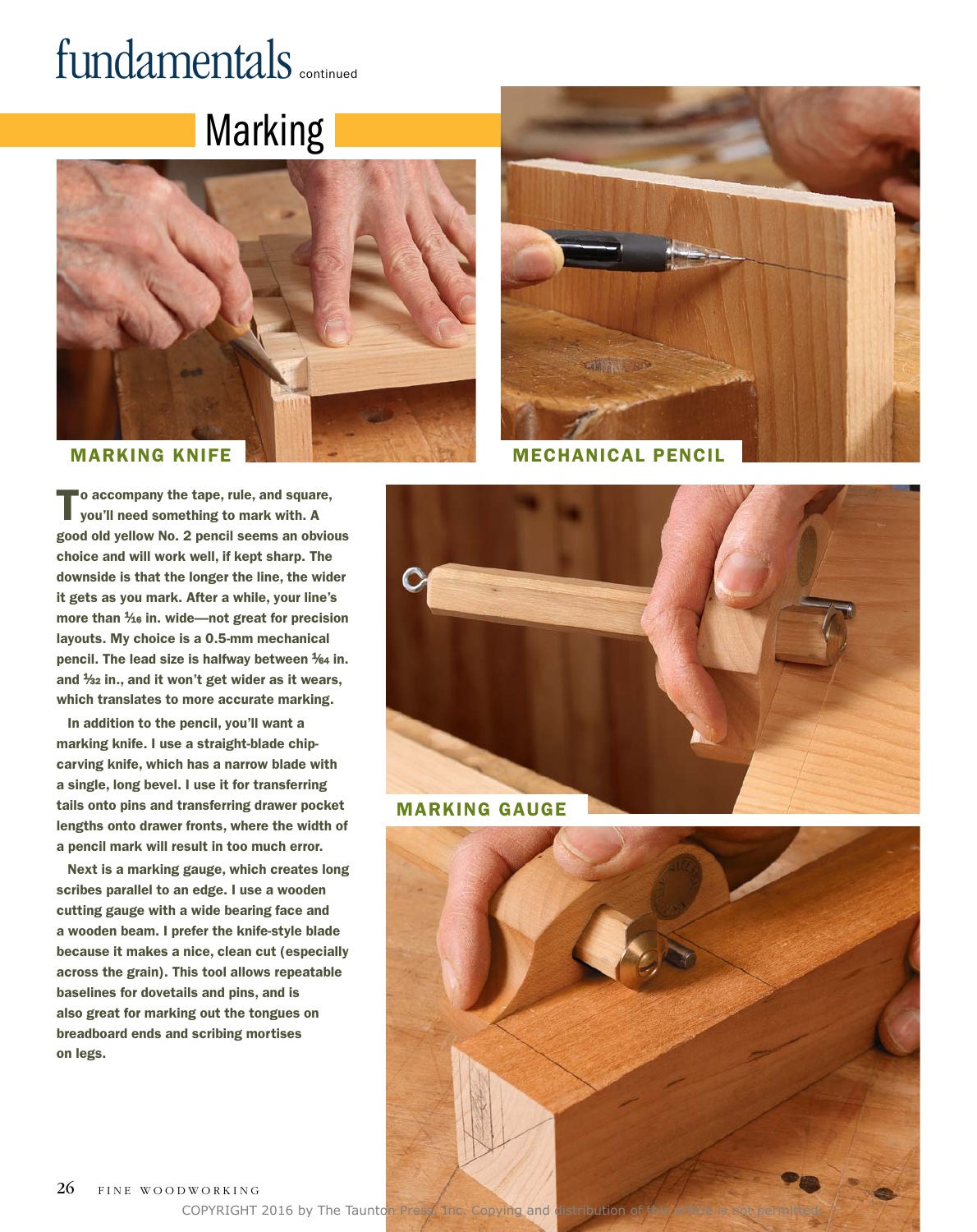## Marking

MARKING KNIFE

MECHANICAL PENCIL

**To accompany the tape, rule, and square, you'll need something to mark with. A good old yellow No. 2 pencil seems an obvious choice and will work well, if kept sharp. The downside is that the longer the line, the wider it gets as you mark. After a while, your line's more than 1⁄16 in. wide—not great for precision layouts. My choice is a 0.5-mm mechanical pencil. The lead size is halfway between 1⁄64 in. and 1⁄32 in., and it won't get wider as it wears, which translates to more accurate marking.**

**In addition to the pencil, you'll want a marking knife. I use a straight-blade chip-carving knife, which has a narrow blade with a single, long bevel. I use it for transferring tails onto pins and transferring drawer pocket lengths onto drawer fronts, where the width of a pencil mark will result in too much error.**

**Next is a marking gauge, which creates long scribes parallel to an edge. I use a wooden cutting gauge with a wide bearing face and a wooden beam. I prefer the knife-style blade because it makes a nice, clean cut (especially across the grain). This tool allows repeatable baselines for dovetails and pins, and is also great for marking out the tongues on breadboard ends and scribing mortises on legs.**

MARKING GAUGE

COPYRIGHT 2016 by The Taunton Press, Inc. Copying and distribution of this article is not permitted.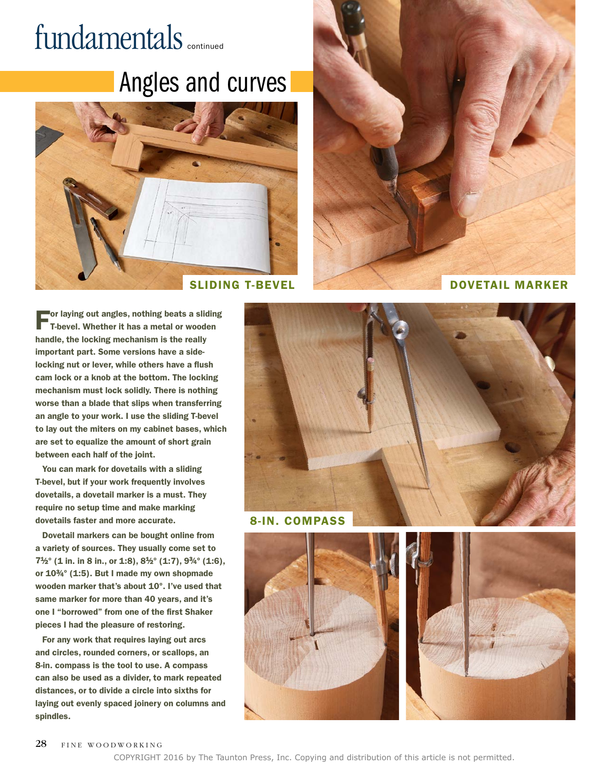# fundamentals continued

## Angles and curves

SLIDING T-BEVEL

DOVETAIL MARKER

For laying out angles, nothing beats a sliding T-bevel. Whether it has a metal or wooden handle, the locking mechanism is the really important part. Some versions have a side-locking nut or lever, while others have a flush cam lock or a knob at the bottom. The locking mechanism must lock solidly. There is nothing worse than a blade that slips when transferring an angle to your work. I use the sliding T-bevel to lay out the miters on my cabinet bases, which are set to equalize the amount of short grain between each half of the joint.

You can mark for dovetails with a sliding T-bevel, but if your work frequently involves dovetails, a dovetail marker is a must. They require no setup time and make marking dovetails faster and more accurate.

Dovetail markers can be bought online from a variety of sources. They usually come set to 7½° (1 in. in 8 in., or 1:8), 8½° (1:7), 9¾° (1:6), or 10¾° (1:5). But I made my own shopmade wooden marker that's about 10°. I've used that same marker for more than 40 years, and it's one I "borrowed" from one of the first Shaker pieces I had the pleasure of restoring.

For any work that requires laying out arcs and circles, rounded corners, or scallops, an 8-in. compass is the tool to use. A compass can also be used as a divider, to mark repeated distances, or to divide a circle into sixths for laying out evenly spaced joinery on columns and spindles.

8-IN. COMPASS

COPYRIGHT 2016 by The Taunton Press, Inc. Copying and distribution of this article is not permitted.